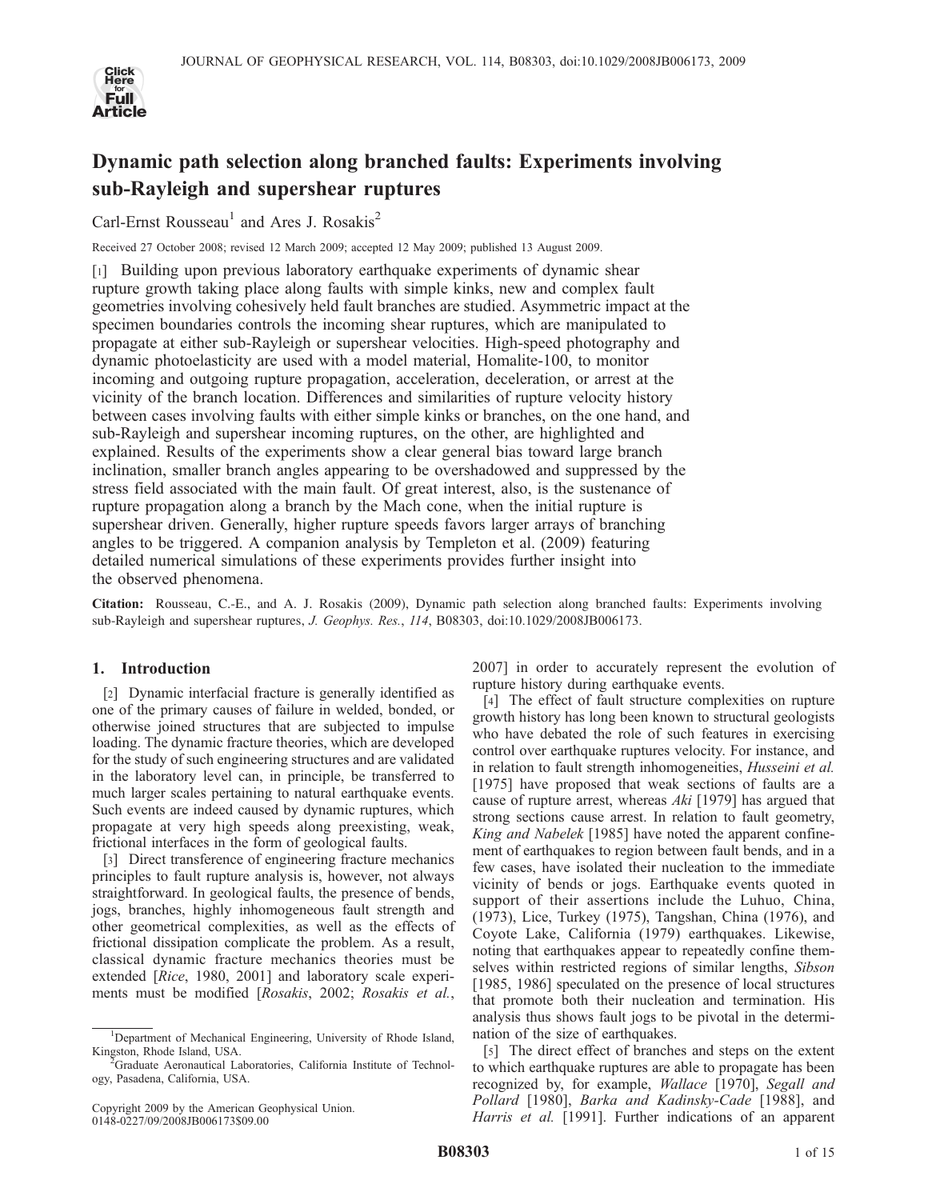# Dynamic path selection along branched faults: Experiments involving sub-Rayleigh and supershear ruptures

Carl-Ernst Rousseau[1] and Ares J. Rosakis[2]

Received 27 October 2008; revised 12 March 2009; accepted 12 May 2009; published 13 August 2009.

[1] Building upon previous laboratory earthquake experiments of dynamic shear rupture growth taking place along faults with simple kinks, new and complex fault geometries involving cohesively held fault branches are studied. Asymmetric impact at the specimen boundaries controls the incoming shear ruptures, which are manipulated to propagate at either sub-Rayleigh or supershear velocities. High-speed photography and dynamic photoelasticity are used with a model material, Homalite-100, to monitor incoming and outgoing rupture propagation, acceleration, deceleration, or arrest at the vicinity of the branch location. Differences and similarities of rupture velocity history between cases involving faults with either simple kinks or branches, on the one hand, and sub-Rayleigh and supershear incoming ruptures, on the other, are highlighted and explained. Results of the experiments show a clear general bias toward large branch inclination, smaller branch angles appearing to be overshadowed and suppressed by the stress field associated with the main fault. Of great interest, also, is the sustenance of rupture propagation along a branch by the Mach cone, when the initial rupture is supershear driven. Generally, higher rupture speeds favors larger arrays of branching angles to be triggered. A companion analysis by Templeton et al. (2009) featuring detailed numerical simulations of these experiments provides further insight into the observed phenomena.

**Citation:** Rousseau, C.-E., and A. J. Rosakis (2009), Dynamic path selection along branched faults: Experiments involving sub-Rayleigh and supershear ruptures, *J. Geophys. Res.*, *114*, B08303, doi:10.1029/2008JB006173.

## 1. Introduction

[2] Dynamic interfacial fracture is generally identified as one of the primary causes of failure in welded, bonded, or otherwise joined structures that are subjected to impulse loading. The dynamic fracture theories, which are developed for the study of such engineering structures and are validated in the laboratory level can, in principle, be transferred to much larger scales pertaining to natural earthquake events. Such events are indeed caused by dynamic ruptures, which propagate at very high speeds along preexisting, weak, frictional interfaces in the form of geological faults.

[3] Direct transference of engineering fracture mechanics principles to fault rupture analysis is, however, not always straightforward. In geological faults, the presence of bends, jogs, branches, highly inhomogeneous fault strength and other geometrical complexities, as well as the effects of frictional dissipation complicate the problem. As a result, classical dynamic fracture mechanics theories must be extended [*Rice*, 1980, 2001] and laboratory scale experiments must be modified [*Rosakis*, 2002; *Rosakis et al.*, 2007] in order to accurately represent the evolution of rupture history during earthquake events.

[4] The effect of fault structure complexities on rupture growth history has long been known to structural geologists who have debated the role of such features in exercising control over earthquake ruptures velocity. For instance, and in relation to fault strength inhomogeneities, *Husseini et al.* [1975] have proposed that weak sections of faults are a cause of rupture arrest, whereas *Aki* [1979] has argued that strong sections cause arrest. In relation to fault geometry, *King and Nabelek* [1985] have noted the apparent confinement of earthquakes to region between fault bends, and in a few cases, have isolated their nucleation to the immediate vicinity of bends or jogs. Earthquake events quoted in support of their assertions include the Luhuo, China, (1973), Lice, Turkey (1975), Tangshan, China (1976), and Coyote Lake, California (1979) earthquakes. Likewise, noting that earthquakes appear to repeatedly confine themselves within restricted regions of similar lengths, *Sibson* [1985, 1986] speculated on the presence of local structures that promote both their nucleation and termination. His analysis thus shows fault jogs to be pivotal in the determination of the size of earthquakes.

[5] The direct effect of branches and steps on the extent to which earthquake ruptures are able to propagate has been recognized by, for example, *Wallace* [1970], *Segall and Pollard* [1980], *Barka and Kadinsky-Cade* [1988], and *Harris et al.* [1991]. Further indications of an apparent

---

[1] Department of Mechanical Engineering, University of Rhode Island, Kingston, Rhode Island, USA.

[2] Graduate Aeronautical Laboratories, California Institute of Technology, Pasadena, California, USA.

Copyright 2009 by the American Geophysical Union.
0148-0227/09/2008JB006173$09.00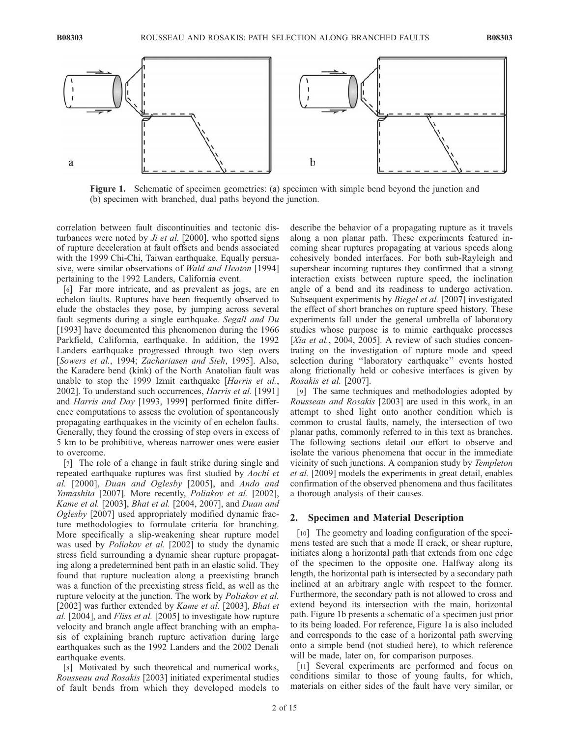Figure 1. Schematic of specimen geometries: (a) specimen with simple bend beyond the junction and (b) specimen with branched, dual paths beyond the junction.

correlation between fault discontinuities and tectonic disturbances were noted by *Ji et al.* [2000], who spotted signs of rupture deceleration at fault offsets and bends associated with the 1999 Chi-Chi, Taiwan earthquake. Equally persuasive, were similar observations of *Wald and Heaton* [1994] pertaining to the 1992 Landers, California event.

[6] Far more intricate, and as prevalent as jogs, are en echelon faults. Ruptures have been frequently observed to elude the obstacles they pose, by jumping across several fault segments during a single earthquake. *Segall and Du* [1993] have documented this phenomenon during the 1966 Parkfield, California, earthquake. In addition, the 1992 Landers earthquake progressed through two step overs [*Sowers et al.*, 1994; *Zachariasen and Sieh*, 1995]. Also, the Karadere bend (kink) of the North Anatolian fault was unable to stop the 1999 Izmit earthquake [*Harris et al.*, 2002]. To understand such occurrences, *Harris et al.* [1991] and *Harris and Day* [1993, 1999] performed finite difference computations to assess the evolution of spontaneously propagating earthquakes in the vicinity of en echelon faults. Generally, they found the crossing of step overs in excess of 5 km to be prohibitive, whereas narrower ones were easier to overcome.

[7] The role of a change in fault strike during single and repeated earthquake ruptures was first studied by *Aochi et al.* [2000], *Duan and Oglesby* [2005], and *Ando and Yamashita* [2007]. More recently, *Poliakov et al.* [2002], *Kame et al.* [2003], *Bhat et al.* [2004, 2007], and *Duan and Oglesby* [2007] used appropriately modified dynamic fracture methodologies to formulate criteria for branching. More specifically a slip-weakening shear rupture model was used by *Poliakov et al.* [2002] to study the dynamic stress field surrounding a dynamic shear rupture propagating along a predetermined bent path in an elastic solid. They found that rupture nucleation along a preexisting branch was a function of the preexisting stress field, as well as the rupture velocity at the junction. The work by *Poliakov et al.* [2002] was further extended by *Kame et al.* [2003], *Bhat et al.* [2004], and *Fliss et al.* [2005] to investigate how rupture velocity and branch angle affect branching with an emphasis of explaining branch rupture activation during large earthquakes such as the 1992 Landers and the 2002 Denali earthquake events.

[8] Motivated by such theoretical and numerical works, *Rousseau and Rosakis* [2003] initiated experimental studies of fault bends from which they developed models to describe the behavior of a propagating rupture as it travels along a non planar path. These experiments featured incoming shear ruptures propagating at various speeds along cohesively bonded interfaces. For both sub-Rayleigh and supershear incoming ruptures they confirmed that a strong interaction exists between rupture speed, the inclination angle of a bend and its readiness to undergo activation. Subsequent experiments by *Biegel et al.* [2007] investigated the effect of short branches on rupture speed history. These experiments fall under the general umbrella of laboratory studies whose purpose is to mimic earthquake processes [*Xia et al.*, 2004, 2005]. A review of such studies concentrating on the investigation of rupture mode and speed selection during "laboratory earthquake" events hosted along frictionally held or cohesive interfaces is given by *Rosakis et al.* [2007].

[9] The same techniques and methodologies adopted by *Rousseau and Rosakis* [2003] are used in this work, in an attempt to shed light onto another condition which is common to crustal faults, namely, the intersection of two planar paths, commonly referred to in this text as branches. The following sections detail our effort to observe and isolate the various phenomena that occur in the immediate vicinity of such junctions. A companion study by *Templeton et al.* [2009] models the experiments in great detail, enables confirmation of the observed phenomena and thus facilitates a thorough analysis of their causes.

## 2. Specimen and Material Description

[10] The geometry and loading configuration of the specimens tested are such that a mode II crack, or shear rupture, initiates along a horizontal path that extends from one edge of the specimen to the opposite one. Halfway along its length, the horizontal path is intersected by a secondary path inclined at an arbitrary angle with respect to the former. Furthermore, the secondary path is not allowed to cross and extend beyond its intersection with the main, horizontal path. Figure 1b presents a schematic of a specimen just prior to its being loaded. For reference, Figure 1a is also included and corresponds to the case of a horizontal path swerving onto a simple bend (not studied here), to which reference will be made, later on, for comparison purposes.

[11] Several experiments are performed and focus on conditions similar to those of young faults, for which, materials on either sides of the fault have very similar, or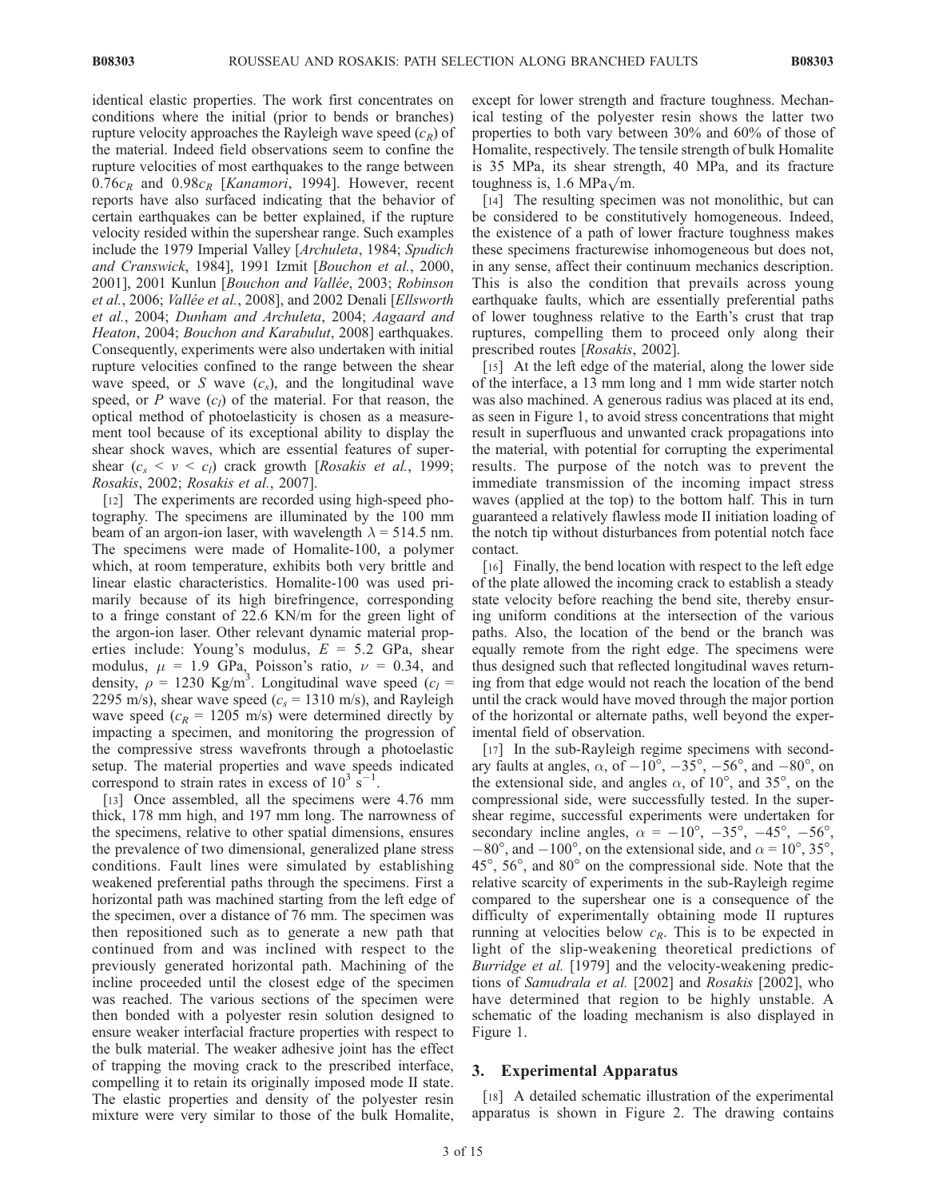identical elastic properties. The work first concentrates on conditions where the initial (prior to bends or branches) rupture velocity approaches the Rayleigh wave speed ($c_R$) of the material. Indeed field observations seem to confine the rupture velocities of most earthquakes to the range between $0.76c_R$ and $0.98c_R$ [*Kanamori*, 1994]. However, recent reports have also surfaced indicating that the behavior of certain earthquakes can be better explained, if the rupture velocity resided within the supershear range. Such examples include the 1979 Imperial Valley [*Archuleta*, 1984; *Spudich and Cranswick*, 1984], 1991 Izmit [*Bouchon et al.*, 2000, 2001], 2001 Kunlun [*Bouchon and Vallée*, 2003; *Robinson et al.*, 2006; *Vallée et al.*, 2008], and 2002 Denali [*Ellsworth et al.*, 2004; *Dunham and Archuleta*, 2004; *Aagaard and Heaton*, 2004; *Bouchon and Karabulut*, 2008] earthquakes. Consequently, experiments were also undertaken with initial rupture velocities confined to the range between the shear wave speed, or *S* wave ($c_s$), and the longitudinal wave speed, or *P* wave ($c_l$) of the material. For that reason, the optical method of photoelasticity is chosen as a measurement tool because of its exceptional ability to display the shear shock waves, which are essential features of supershear ($c_s < v < c_l$) crack growth [*Rosakis et al.*, 1999; *Rosakis*, 2002; *Rosakis et al.*, 2007].

[12] The experiments are recorded using high-speed photography. The specimens are illuminated by the 100 mm beam of an argon-ion laser, with wavelength $\lambda$ = 514.5 nm. The specimens were made of Homalite-100, a polymer which, at room temperature, exhibits both very brittle and linear elastic characteristics. Homalite-100 was used primarily because of its high birefringence, corresponding to a fringe constant of 22.6 KN/m for the green light of the argon-ion laser. Other relevant dynamic material properties include: Young's modulus, $E$ = 5.2 GPa, shear modulus, $\mu$ = 1.9 GPa, Poisson's ratio, $\nu$ = 0.34, and density, $\rho$ = 1230 Kg/m$^3$. Longitudinal wave speed ($c_l$ = 2295 m/s), shear wave speed ($c_s$ = 1310 m/s), and Rayleigh wave speed ($c_R$ = 1205 m/s) were determined directly by impacting a specimen, and monitoring the progression of the compressive stress wavefronts through a photoelastic setup. The material properties and wave speeds indicated correspond to strain rates in excess of $10^3$ s$^{-1}$.

[13] Once assembled, all the specimens were 4.76 mm thick, 178 mm high, and 197 mm long. The narrowness of the specimens, relative to other spatial dimensions, ensures the prevalence of two dimensional, generalized plane stress conditions. Fault lines were simulated by establishing weakened preferential paths through the specimens. First a horizontal path was machined starting from the left edge of the specimen, over a distance of 76 mm. The specimen was then repositioned such as to generate a new path that continued from and was inclined with respect to the previously generated horizontal path. Machining of the incline proceeded until the closest edge of the specimen was reached. The various sections of the specimen were then bonded with a polyester resin solution designed to ensure weaker interfacial fracture properties with respect to the bulk material. The weaker adhesive joint has the effect of trapping the moving crack to the prescribed interface, compelling it to retain its originally imposed mode II state. The elastic properties and density of the polyester resin mixture were very similar to those of the bulk Homalite, except for lower strength and fracture toughness. Mechanical testing of the polyester resin shows the latter two properties to both vary between 30% and 60% of those of Homalite, respectively. The tensile strength of bulk Homalite is 35 MPa, its shear strength, 40 MPa, and its fracture toughness is, 1.6 MPa$\sqrt{\text{m}}$.

[14] The resulting specimen was not monolithic, but can be considered to be constitutively homogeneous. Indeed, the existence of a path of lower fracture toughness makes these specimens fracturewise inhomogeneous but does not, in any sense, affect their continuum mechanics description. This is also the condition that prevails across young earthquake faults, which are essentially preferential paths of lower toughness relative to the Earth's crust that trap ruptures, compelling them to proceed only along their prescribed routes [*Rosakis*, 2002].

[15] At the left edge of the material, along the lower side of the interface, a 13 mm long and 1 mm wide starter notch was also machined. A generous radius was placed at its end, as seen in Figure 1, to avoid stress concentrations that might result in superfluous and unwanted crack propagations into the material, with potential for corrupting the experimental results. The purpose of the notch was to prevent the immediate transmission of the incoming impact stress waves (applied at the top) to the bottom half. This in turn guaranteed a relatively flawless mode II initiation loading of the notch tip without disturbances from potential notch face contact.

[16] Finally, the bend location with respect to the left edge of the plate allowed the incoming crack to establish a steady state velocity before reaching the bend site, thereby ensuring uniform conditions at the intersection of the various paths. Also, the location of the bend or the branch was equally remote from the right edge. The specimens were thus designed such that reflected longitudinal waves returning from that edge would not reach the location of the bend until the crack would have moved through the major portion of the horizontal or alternate paths, well beyond the experimental field of observation.

[17] In the sub-Rayleigh regime specimens with secondary faults at angles, $\alpha$, of $-10°$, $-35°$, $-56°$, and $-80°$, on the extensional side, and angles $\alpha$, of $10°$, and $35°$, on the compressional side, were successfully tested. In the supershear regime, successful experiments were undertaken for secondary incline angles, $\alpha = -10°$, $-35°$, $-45°$, $-56°$, $-80°$, and $-100°$, on the extensional side, and $\alpha = 10°$, $35°$, $45°$, $56°$, and $80°$ on the compressional side. Note that the relative scarcity of experiments in the sub-Rayleigh regime compared to the supershear one is a consequence of the difficulty of experimentally obtaining mode II ruptures running at velocities below $c_R$. This is to be expected in light of the slip-weakening theoretical predictions of *Burridge et al.* [1979] and the velocity-weakening predictions of *Samudrala et al.* [2002] and *Rosakis* [2002], who have determined that region to be highly unstable. A schematic of the loading mechanism is also displayed in Figure 1.

## 3. Experimental Apparatus

[18] A detailed schematic illustration of the experimental apparatus is shown in Figure 2. The drawing contains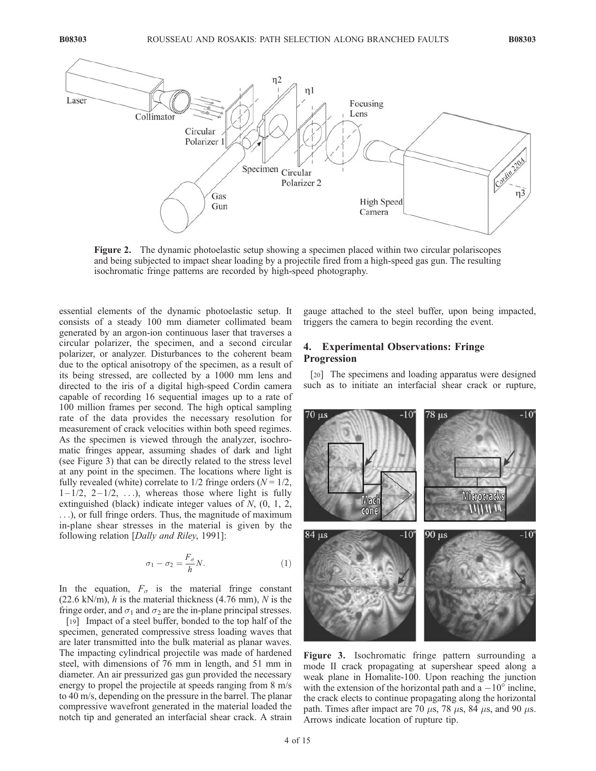**Figure 2.** The dynamic photoelastic setup showing a specimen placed within two circular polariscopes and being subjected to impact shear loading by a projectile fired from a high-speed gas gun. The resulting isochromatic fringe patterns are recorded by high-speed photography.

essential elements of the dynamic photoelastic setup. It consists of a steady 100 mm diameter collimated beam generated by an argon-ion continuous laser that traverses a circular polarizer, the specimen, and a second circular polarizer, or analyzer. Disturbances to the coherent beam due to the optical anisotropy of the specimen, as a result of its being stressed, are collected by a 1000 mm lens and directed to the iris of a digital high-speed Cordin camera capable of recording 16 sequential images up to a rate of 100 million frames per second. The high optical sampling rate of the data provides the necessary resolution for measurement of crack velocities within both speed regimes. As the specimen is viewed through the analyzer, isochromatic fringes appear, assuming shades of dark and light (see Figure 3) that can be directly related to the stress level at any point in the specimen. The locations where light is fully revealed (white) correlate to 1/2 fringe orders ($N = 1/2$, $1-1/2$, $2-1/2$, ...), whereas those where light is fully extinguished (black) indicate integer values of $N$, (0, 1, 2, ...), or full fringe orders. Thus, the magnitude of maximum in-plane shear stresses in the material is given by the following relation [*Dally and Riley*, 1991]:

$$\sigma_1 - \sigma_2 = \frac{F_\sigma}{h} N. \tag{1}$$

In the equation, $F_\sigma$ is the material fringe constant (22.6 kN/m), $h$ is the material thickness (4.76 mm), $N$ is the fringe order, and $\sigma_1$ and $\sigma_2$ are the in-plane principal stresses.

[19] Impact of a steel buffer, bonded to the top half of the specimen, generated compressive stress loading waves that are later transmitted into the bulk material as planar waves. The impacting cylindrical projectile was made of hardened steel, with dimensions of 76 mm in length, and 51 mm in diameter. An air pressurized gas gun provided the necessary energy to propel the projectile at speeds ranging from 8 m/s to 40 m/s, depending on the pressure in the barrel. The planar compressive wavefront generated in the material loaded the notch tip and generated an interfacial shear crack. A strain gauge attached to the steel buffer, upon being impacted, triggers the camera to begin recording the event.

## 4. Experimental Observations: Fringe Progression

[20] The specimens and loading apparatus were designed such as to initiate an interfacial shear crack or rupture,

**Figure 3.** Isochromatic fringe pattern surrounding a mode II crack propagating at supershear speed along a weak plane in Homalite-100. Upon reaching the junction with the extension of the horizontal path and a $-10^\circ$ incline, the crack elects to continue propagating along the horizontal path. Times after impact are 70 $\mu$s, 78 $\mu$s, 84 $\mu$s, and 90 $\mu$s. Arrows indicate location of rupture tip.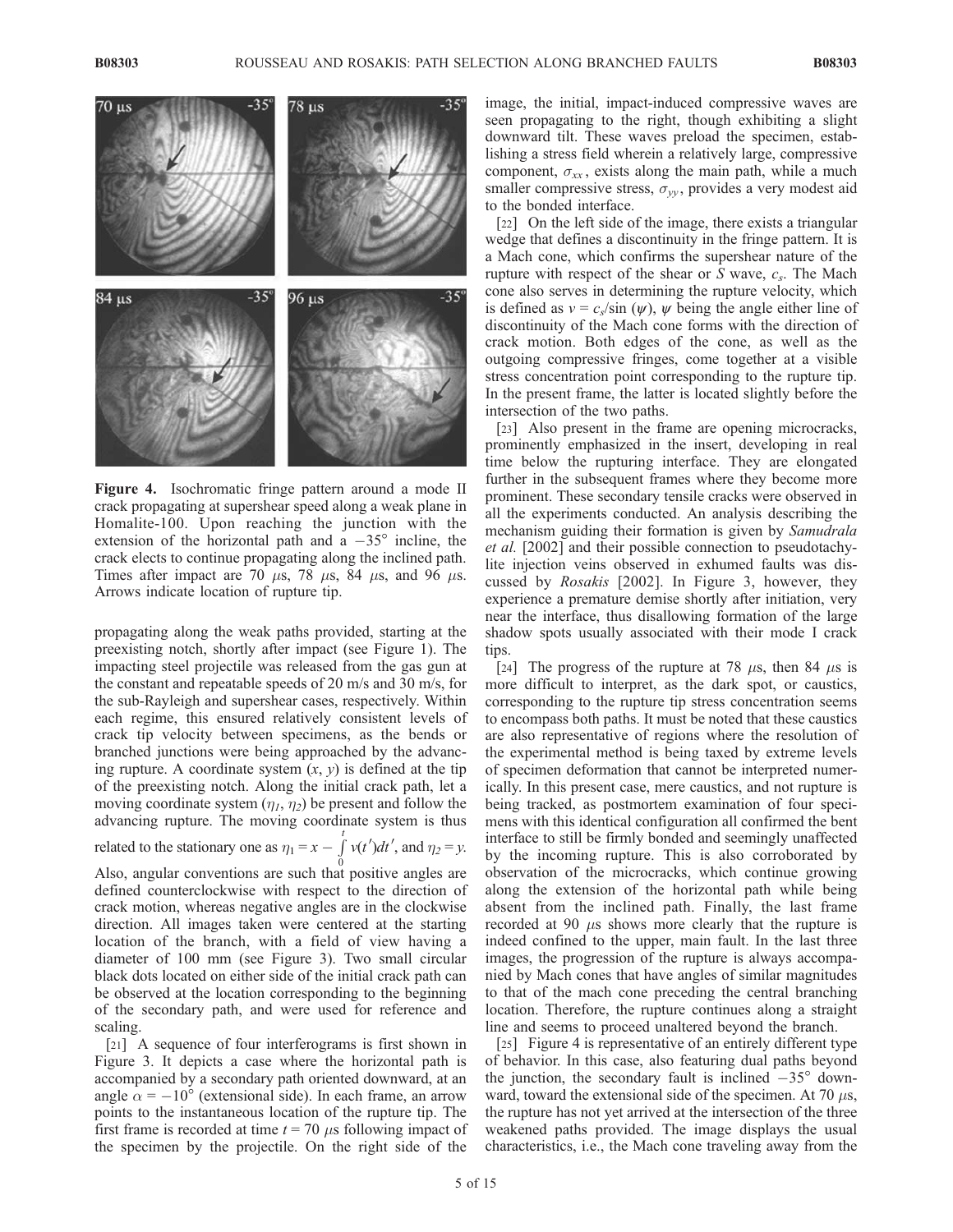**Figure 4.** Isochromatic fringe pattern around a mode II crack propagating at supershear speed along a weak plane in Homalite-100. Upon reaching the junction with the extension of the horizontal path and a $-35°$ incline, the crack elects to continue propagating along the inclined path. Times after impact are 70 $\mu$s, 78 $\mu$s, 84 $\mu$s, and 96 $\mu$s. Arrows indicate location of rupture tip.

propagating along the weak paths provided, starting at the preexisting notch, shortly after impact (see Figure 1). The impacting steel projectile was released from the gas gun at the constant and repeatable speeds of 20 m/s and 30 m/s, for the sub-Rayleigh and supershear cases, respectively. Within each regime, this ensured relatively consistent levels of crack tip velocity between specimens, as the bends or branched junctions were being approached by the advancing rupture. A coordinate system $(x, y)$ is defined at the tip of the preexisting notch. Along the initial crack path, let a moving coordinate system $(\eta_1, \eta_2)$ be present and follow the advancing rupture. The moving coordinate system is thus related to the stationary one as $\eta_1 = x - \int_0^t v(t')dt'$, and $\eta_2 = y$. Also, angular conventions are such that positive angles are defined counterclockwise with respect to the direction of crack motion, whereas negative angles are in the clockwise direction. All images taken were centered at the starting location of the branch, with a field of view having a diameter of 100 mm (see Figure 3). Two small circular black dots located on either side of the initial crack path can be observed at the location corresponding to the beginning of the secondary path, and were used for reference and scaling.

[21] A sequence of four interferograms is first shown in Figure 3. It depicts a case where the horizontal path is accompanied by a secondary path oriented downward, at an angle $\alpha = -10°$ (extensional side). In each frame, an arrow points to the instantaneous location of the rupture tip. The first frame is recorded at time $t = 70$ $\mu$s following impact of the specimen by the projectile. On the right side of the image, the initial, impact-induced compressive waves are seen propagating to the right, though exhibiting a slight downward tilt. These waves preload the specimen, establishing a stress field wherein a relatively large, compressive component, $\sigma_{xx}$, exists along the main path, while a much smaller compressive stress, $\sigma_{yy}$, provides a very modest aid to the bonded interface.

[22] On the left side of the image, there exists a triangular wedge that defines a discontinuity in the fringe pattern. It is a Mach cone, which confirms the supershear nature of the rupture with respect of the shear or *S* wave, $c_s$. The Mach cone also serves in determining the rupture velocity, which is defined as $v = c_s/\sin(\psi)$, $\psi$ being the angle either line of discontinuity of the Mach cone forms with the direction of crack motion. Both edges of the cone, as well as the outgoing compressive fringes, come together at a visible stress concentration point corresponding to the rupture tip. In the present frame, the latter is located slightly before the intersection of the two paths.

[23] Also present in the frame are opening microcracks, prominently emphasized in the insert, developing in real time below the rupturing interface. They are elongated further in the subsequent frames where they become more prominent. These secondary tensile cracks were observed in all the experiments conducted. An analysis describing the mechanism guiding their formation is given by *Samudrala et al.* [2002] and their possible connection to pseudotachylite injection veins observed in exhumed faults was discussed by *Rosakis* [2002]. In Figure 3, however, they experience a premature demise shortly after initiation, very near the interface, thus disallowing formation of the large shadow spots usually associated with their mode I crack tips.

[24] The progress of the rupture at 78 $\mu$s, then 84 $\mu$s is more difficult to interpret, as the dark spot, or caustics, corresponding to the rupture tip stress concentration seems to encompass both paths. It must be noted that these caustics are also representative of regions where the resolution of the experimental method is being taxed by extreme levels of specimen deformation that cannot be interpreted numerically. In this present case, mere caustics, and not rupture is being tracked, as postmortem examination of four specimens with this identical configuration all confirmed the bent interface to still be firmly bonded and seemingly unaffected by the incoming rupture. This is also corroborated by observation of the microcracks, which continue growing along the extension of the horizontal path while being absent from the inclined path. Finally, the last frame recorded at 90 $\mu$s shows more clearly that the rupture is indeed confined to the upper, main fault. In the last three images, the progression of the rupture is always accompanied by Mach cones that have angles of similar magnitudes to that of the mach cone preceding the central branching location. Therefore, the rupture continues along a straight line and seems to proceed unaltered beyond the branch.

[25] Figure 4 is representative of an entirely different type of behavior. In this case, also featuring dual paths beyond the junction, the secondary fault is inclined $-35°$ downward, toward the extensional side of the specimen. At 70 $\mu$s, the rupture has not yet arrived at the intersection of the three weakened paths provided. The image displays the usual characteristics, i.e., the Mach cone traveling away from the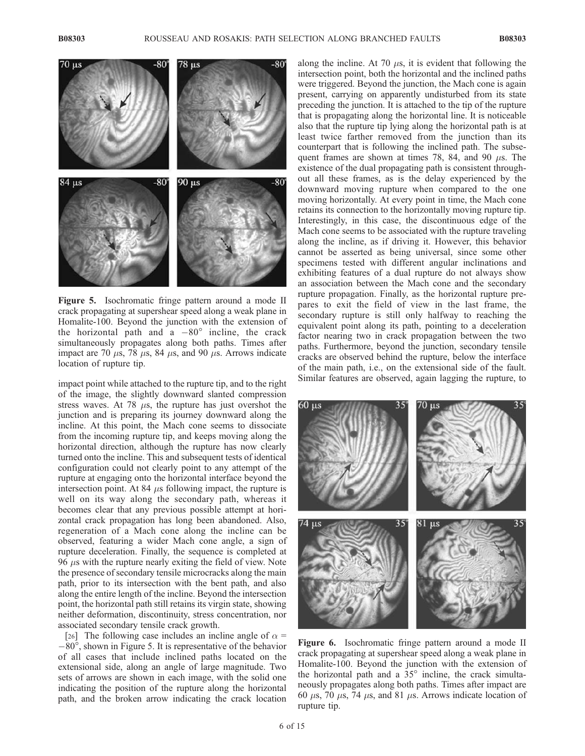Figure 5. Isochromatic fringe pattern around a mode II crack propagating at supershear speed along a weak plane in Homalite-100. Beyond the junction with the extension of the horizontal path and a $-80^\circ$ incline, the crack simultaneously propagates along both paths. Times after impact are 70 $\mu$s, 78 $\mu$s, 84 $\mu$s, and 90 $\mu$s. Arrows indicate location of rupture tip.

impact point while attached to the rupture tip, and to the right of the image, the slightly downward slanted compression stress waves. At 78 $\mu$s, the rupture has just overshot the junction and is preparing its journey downward along the incline. At this point, the Mach cone seems to dissociate from the incoming rupture tip, and keeps moving along the horizontal direction, although the rupture has now clearly turned onto the incline. This and subsequent tests of identical configuration could not clearly point to any attempt of the rupture at engaging onto the horizontal interface beyond the intersection point. At 84 $\mu$s following impact, the rupture is well on its way along the secondary path, whereas it becomes clear that any previous possible attempt at horizontal crack propagation has long been abandoned. Also, regeneration of a Mach cone along the incline can be observed, featuring a wider Mach cone angle, a sign of rupture deceleration. Finally, the sequence is completed at 96 $\mu$s with the rupture nearly exiting the field of view. Note the presence of secondary tensile microcracks along the main path, prior to its intersection with the bent path, and also along the entire length of the incline. Beyond the intersection point, the horizontal path still retains its virgin state, showing neither deformation, discontinuity, stress concentration, nor associated secondary tensile crack growth.

[26] The following case includes an incline angle of $\alpha = -80^\circ$, shown in Figure 5. It is representative of the behavior of all cases that include inclined paths located on the extensional side, along an angle of large magnitude. Two sets of arrows are shown in each image, with the solid one indicating the position of the rupture along the horizontal path, and the broken arrow indicating the crack location along the incline. At 70 $\mu$s, it is evident that following the intersection point, both the horizontal and the inclined paths were triggered. Beyond the junction, the Mach cone is again present, carrying on apparently undisturbed from its state preceding the junction. It is attached to the tip of the rupture that is propagating along the horizontal line. It is noticeable also that the rupture tip lying along the horizontal path is at least twice farther removed from the junction than its counterpart that is following the inclined path. The subsequent frames are shown at times 78, 84, and 90 $\mu$s. The existence of the dual propagating path is consistent throughout all these frames, as is the delay experienced by the downward moving rupture when compared to the one moving horizontally. At every point in time, the Mach cone retains its connection to the horizontally moving rupture tip. Interestingly, in this case, the discontinuous edge of the Mach cone seems to be associated with the rupture traveling along the incline, as if driving it. However, this behavior cannot be asserted as being universal, since some other specimens tested with different angular inclinations and exhibiting features of a dual rupture do not always show an association between the Mach cone and the secondary rupture propagation. Finally, as the horizontal rupture prepares to exit the field of view in the last frame, the secondary rupture is still only halfway to reaching the equivalent point along its path, pointing to a deceleration factor nearing two in crack propagation between the two paths. Furthermore, beyond the junction, secondary tensile cracks are observed behind the rupture, below the interface of the main path, i.e., on the extensional side of the fault. Similar features are observed, again lagging the rupture, to

Figure 6. Isochromatic fringe pattern around a mode II crack propagating at supershear speed along a weak plane in Homalite-100. Beyond the junction with the extension of the horizontal path and a $35^\circ$ incline, the crack simultaneously propagates along both paths. Times after impact are 60 $\mu$s, 70 $\mu$s, 74 $\mu$s, and 81 $\mu$s. Arrows indicate location of rupture tip.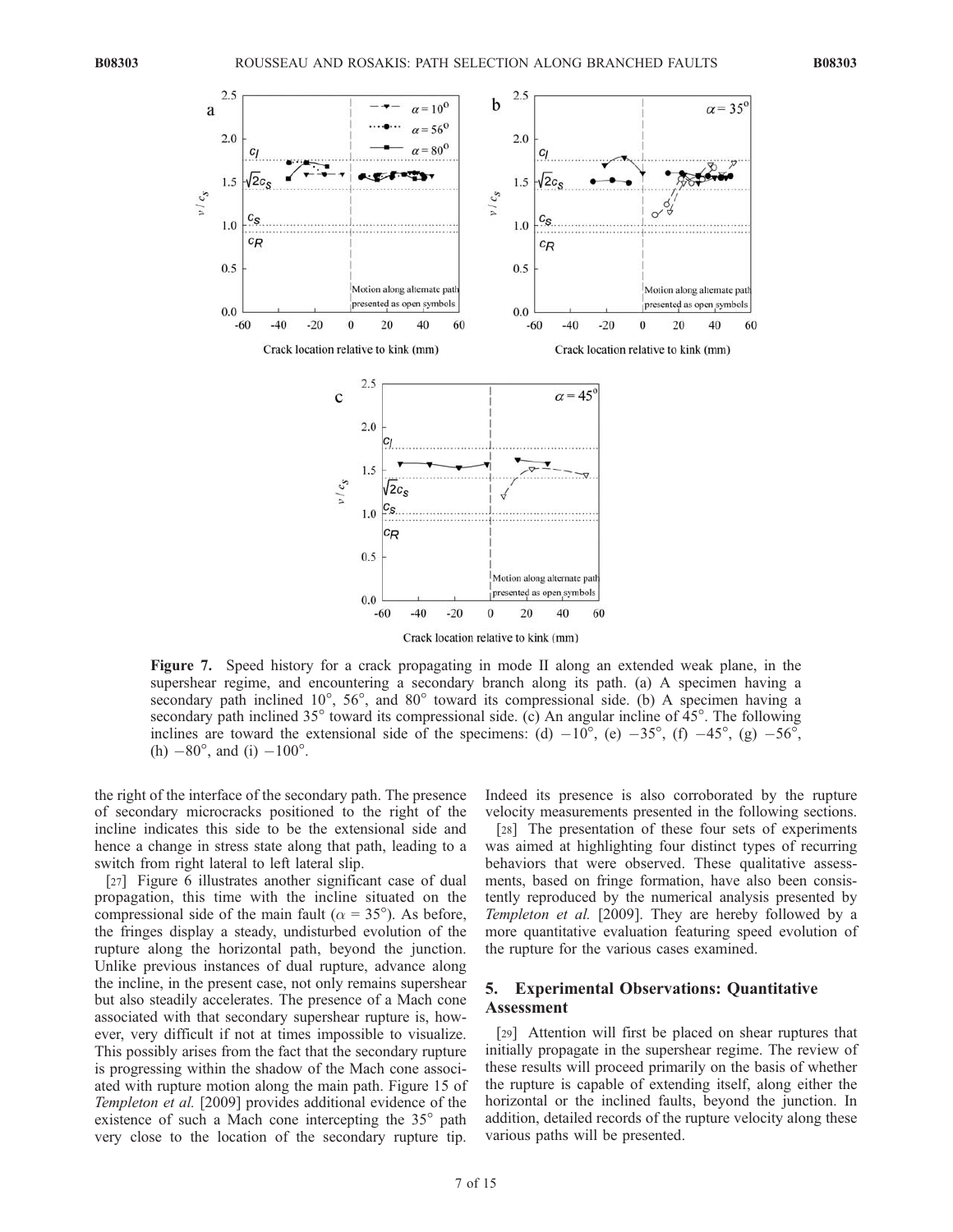**Figure 7.** Speed history for a crack propagating in mode II along an extended weak plane, in the supershear regime, and encountering a secondary branch along its path. (a) A specimen having a secondary path inclined 10°, 56°, and 80° toward its compressional side. (b) A specimen having a secondary path inclined 35° toward its compressional side. (c) An angular incline of 45°. The following inclines are toward the extensional side of the specimens: (d) −10°, (e) −35°, (f) −45°, (g) −56°, (h) −80°, and (i) −100°.

the right of the interface of the secondary path. The presence of secondary microcracks positioned to the right of the incline indicates this side to be the extensional side and hence a change in stress state along that path, leading to a switch from right lateral to left lateral slip.

[27] Figure 6 illustrates another significant case of dual propagation, this time with the incline situated on the compressional side of the main fault ($\alpha = 35°$). As before, the fringes display a steady, undisturbed evolution of the rupture along the horizontal path, beyond the junction. Unlike previous instances of dual rupture, advance along the incline, in the present case, not only remains supershear but also steadily accelerates. The presence of a Mach cone associated with that secondary supershear rupture is, however, very difficult if not at times impossible to visualize. This possibly arises from the fact that the secondary rupture is progressing within the shadow of the Mach cone associated with rupture motion along the main path. Figure 15 of *Templeton et al.* [2009] provides additional evidence of the existence of such a Mach cone intercepting the 35° path very close to the location of the secondary rupture tip. Indeed its presence is also corroborated by the rupture velocity measurements presented in the following sections.

[28] The presentation of these four sets of experiments was aimed at highlighting four distinct types of recurring behaviors that were observed. These qualitative assessments, based on fringe formation, have also been consistently reproduced by the numerical analysis presented by *Templeton et al.* [2009]. They are hereby followed by a more quantitative evaluation featuring speed evolution of the rupture for the various cases examined.

## 5. Experimental Observations: Quantitative Assessment

[29] Attention will first be placed on shear ruptures that initially propagate in the supershear regime. The review of these results will proceed primarily on the basis of whether the rupture is capable of extending itself, along either the horizontal or the inclined faults, beyond the junction. In addition, detailed records of the rupture velocity along these various paths will be presented.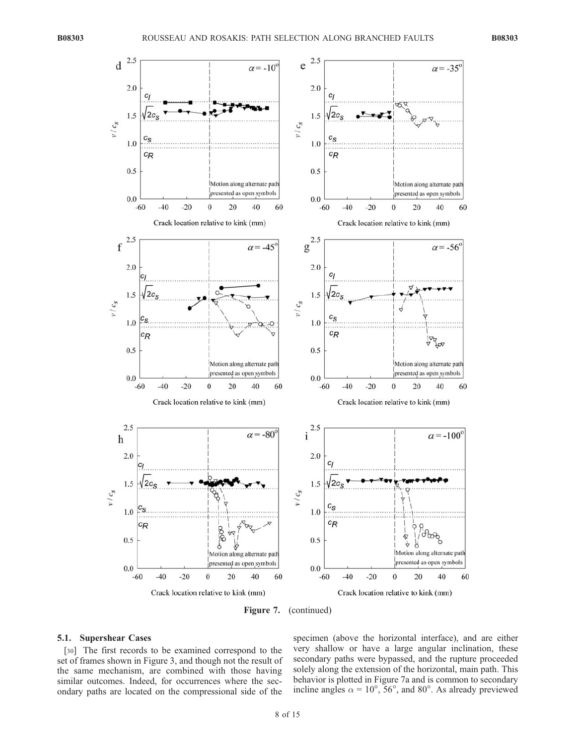**Figure 7.** (continued)

### 5.1. Supershear Cases

[30] The first records to be examined correspond to the set of frames shown in Figure 3, and though not the result of the same mechanism, are combined with those having similar outcomes. Indeed, for occurrences where the secondary paths are located on the compressional side of the specimen (above the horizontal interface), and are either very shallow or have a large angular inclination, these secondary paths were bypassed, and the rupture proceeded solely along the extension of the horizontal, main path. This behavior is plotted in Figure 7a and is common to secondary incline angles $\alpha = 10°$, $56°$, and $80°$. As already previewed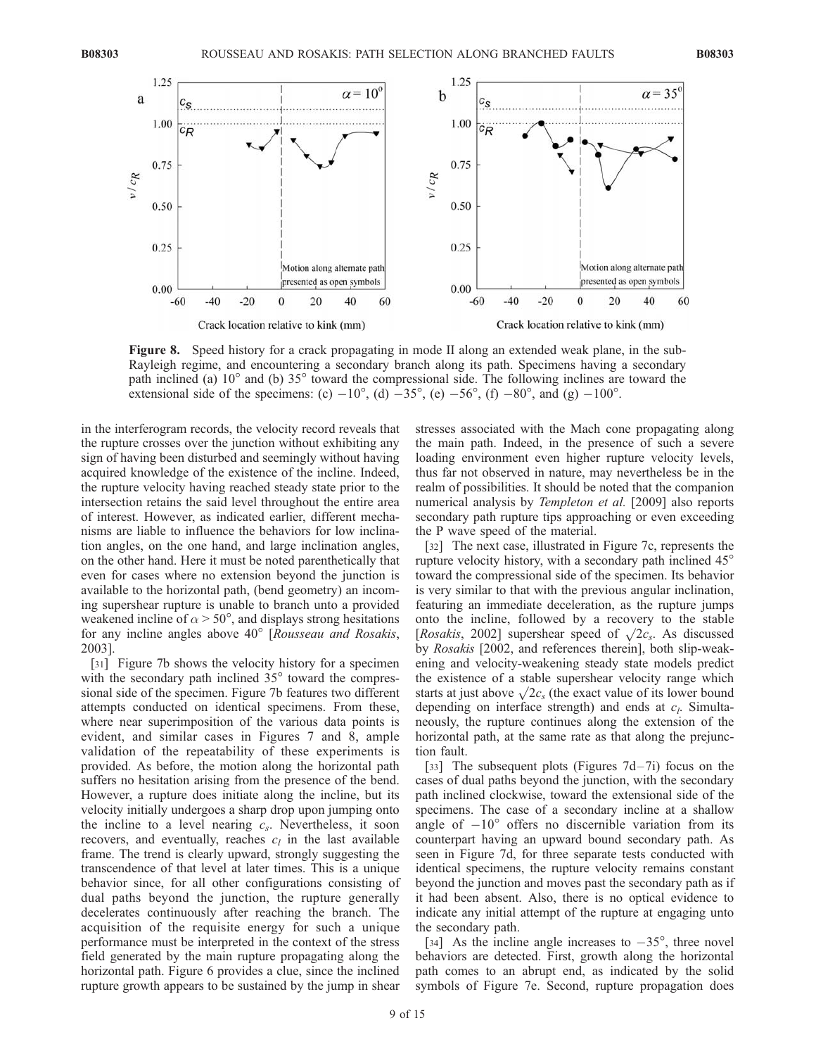**Figure 8.** Speed history for a crack propagating in mode II along an extended weak plane, in the sub-Rayleigh regime, and encountering a secondary branch along its path. Specimens having a secondary path inclined (a) 10° and (b) 35° toward the compressional side. The following inclines are toward the extensional side of the specimens: (c) −10°, (d) −35°, (e) −56°, (f) −80°, and (g) −100°.

in the interferogram records, the velocity record reveals that the rupture crosses over the junction without exhibiting any sign of having been disturbed and seemingly without having acquired knowledge of the existence of the incline. Indeed, the rupture velocity having reached steady state prior to the intersection retains the said level throughout the entire area of interest. However, as indicated earlier, different mechanisms are liable to influence the behaviors for low inclination angles, on the one hand, and large inclination angles, on the other hand. Here it must be noted parenthetically that even for cases where no extension beyond the junction is available to the horizontal path, (bend geometry) an incoming supershear rupture is unable to branch unto a provided weakened incline of $\alpha > 50°$, and displays strong hesitations for any incline angles above 40° [*Rousseau and Rosakis*, 2003].

[31] Figure 7b shows the velocity history for a specimen with the secondary path inclined 35° toward the compressional side of the specimen. Figure 7b features two different attempts conducted on identical specimens. From these, where near superimposition of the various data points is evident, and similar cases in Figures 7 and 8, ample validation of the repeatability of these experiments is provided. As before, the motion along the horizontal path suffers no hesitation arising from the presence of the bend. However, a rupture does initiate along the incline, but its velocity initially undergoes a sharp drop upon jumping onto the incline to a level nearing $c_s$. Nevertheless, it soon recovers, and eventually, reaches $c_l$ in the last available frame. The trend is clearly upward, strongly suggesting the transcendence of that level at later times. This is a unique behavior since, for all other configurations consisting of dual paths beyond the junction, the rupture generally decelerates continuously after reaching the branch. The acquisition of the requisite energy for such a unique performance must be interpreted in the context of the stress field generated by the main rupture propagating along the horizontal path. Figure 6 provides a clue, since the inclined rupture growth appears to be sustained by the jump in shear stresses associated with the Mach cone propagating along the main path. Indeed, in the presence of such a severe loading environment even higher rupture velocity levels, thus far not observed in nature, may nevertheless be in the realm of possibilities. It should be noted that the companion numerical analysis by *Templeton et al.* [2009] also reports secondary path rupture tips approaching or even exceeding the P wave speed of the material.

[32] The next case, illustrated in Figure 7c, represents the rupture velocity history, with a secondary path inclined 45° toward the compressional side of the specimen. Its behavior is very similar to that with the previous angular inclination, featuring an immediate deceleration, as the rupture jumps onto the incline, followed by a recovery to the stable [*Rosakis*, 2002] supershear speed of $\sqrt{2}c_s$. As discussed by *Rosakis* [2002, and references therein], both slip-weakening and velocity-weakening steady state models predict the existence of a stable supershear velocity range which starts at just above $\sqrt{2}c_s$ (the exact value of its lower bound depending on interface strength) and ends at $c_l$. Simultaneously, the rupture continues along the extension of the horizontal path, at the same rate as that along the prejunction fault.

[33] The subsequent plots (Figures 7d–7i) focus on the cases of dual paths beyond the junction, with the secondary path inclined clockwise, toward the extensional side of the specimens. The case of a secondary incline at a shallow angle of −10° offers no discernible variation from its counterpart having an upward bound secondary path. As seen in Figure 7d, for three separate tests conducted with identical specimens, the rupture velocity remains constant beyond the junction and moves past the secondary path as if it had been absent. Also, there is no optical evidence to indicate any initial attempt of the rupture at engaging unto the secondary path.

[34] As the incline angle increases to −35°, three novel behaviors are detected. First, growth along the horizontal path comes to an abrupt end, as indicated by the solid symbols of Figure 7e. Second, rupture propagation does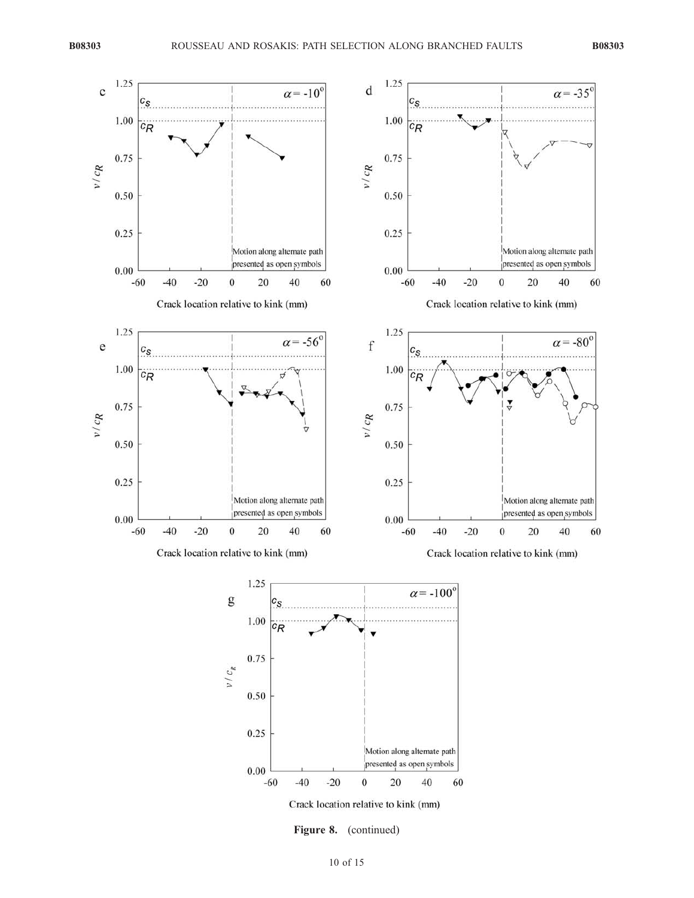**Figure 8.** (continued)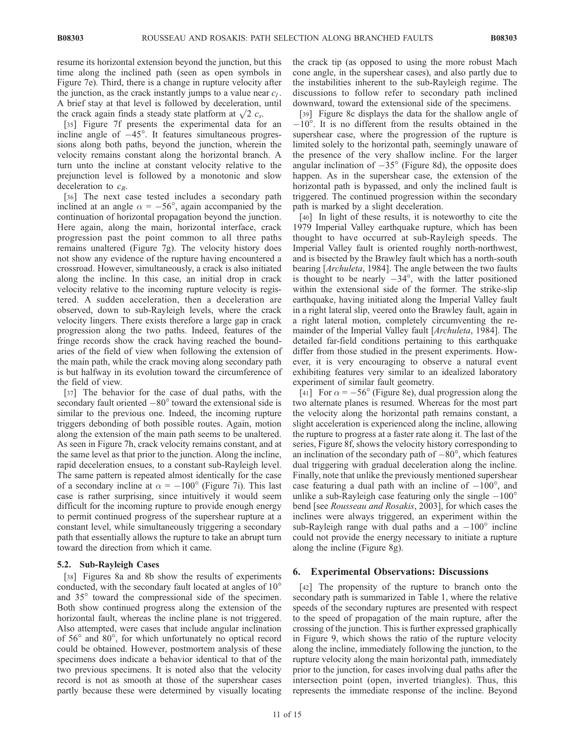resume its horizontal extension beyond the junction, but this time along the inclined path (seen as open symbols in Figure 7e). Third, there is a change in rupture velocity after the junction, as the crack instantly jumps to a value near $c_l$. A brief stay at that level is followed by deceleration, until the crack again finds a steady state platform at $\sqrt{2}\ c_s$.

[35] Figure 7f presents the experimental data for an incline angle of $-45°$. It features simultaneous progressions along both paths, beyond the junction, wherein the velocity remains constant along the horizontal branch. A turn unto the incline at constant velocity relative to the prejunction level is followed by a monotonic and slow deceleration to $c_R$.

[36] The next case tested includes a secondary path inclined at an angle $\alpha = -56°$, again accompanied by the continuation of horizontal propagation beyond the junction. Here again, along the main, horizontal interface, crack progression past the point common to all three paths remains unaltered (Figure 7g). The velocity history does not show any evidence of the rupture having encountered a crossroad. However, simultaneously, a crack is also initiated along the incline. In this case, an initial drop in crack velocity relative to the incoming rupture velocity is registered. A sudden acceleration, then a deceleration are observed, down to sub-Rayleigh levels, where the crack velocity lingers. There exists therefore a large gap in crack progression along the two paths. Indeed, features of the fringe records show the crack having reached the boundaries of the field of view when following the extension of the main path, while the crack moving along secondary path is but halfway in its evolution toward the circumference of the field of view.

[37] The behavior for the case of dual paths, with the secondary fault oriented $-80°$ toward the extensional side is similar to the previous one. Indeed, the incoming rupture triggers debonding of both possible routes. Again, motion along the extension of the main path seems to be unaltered. As seen in Figure 7h, crack velocity remains constant, and at the same level as that prior to the junction. Along the incline, rapid deceleration ensues, to a constant sub-Rayleigh level. The same pattern is repeated almost identically for the case of a secondary incline at $\alpha = -100°$ (Figure 7i). This last case is rather surprising, since intuitively it would seem difficult for the incoming rupture to provide enough energy to permit continued progress of the supershear rupture at a constant level, while simultaneously triggering a secondary path that essentially allows the rupture to take an abrupt turn toward the direction from which it came.

### 5.2. Sub-Rayleigh Cases

[38] Figures 8a and 8b show the results of experiments conducted, with the secondary fault located at angles of 10° and 35° toward the compressional side of the specimen. Both show continued progress along the extension of the horizontal fault, whereas the incline plane is not triggered. Also attempted, were cases that include angular inclination of 56° and 80°, for which unfortunately no optical record could be obtained. However, postmortem analysis of these specimens does indicate a behavior identical to that of the two previous specimens. It is noted also that the velocity record is not as smooth at those of the supershear cases partly because these were determined by visually locating the crack tip (as opposed to using the more robust Mach cone angle, in the supershear cases), and also partly due to the instabilities inherent to the sub-Rayleigh regime. The discussions to follow refer to secondary path inclined downward, toward the extensional side of the specimens.

[39] Figure 8c displays the data for the shallow angle of $-10°$. It is no different from the results obtained in the supershear case, where the progression of the rupture is limited solely to the horizontal path, seemingly unaware of the presence of the very shallow incline. For the larger angular inclination of $-35°$ (Figure 8d), the opposite does happen. As in the supershear case, the extension of the horizontal path is bypassed, and only the inclined fault is triggered. The continued progression within the secondary path is marked by a slight deceleration.

[40] In light of these results, it is noteworthy to cite the 1979 Imperial Valley earthquake rupture, which has been thought to have occurred at sub-Rayleigh speeds. The Imperial Valley fault is oriented roughly north-northwest, and is bisected by the Brawley fault which has a north-south bearing [*Archuleta*, 1984]. The angle between the two faults is thought to be nearly $-34°$, with the latter positioned within the extensional side of the former. The strike-slip earthquake, having initiated along the Imperial Valley fault in a right lateral slip, veered onto the Brawley fault, again in a right lateral motion, completely circumventing the remainder of the Imperial Valley fault [*Archuleta*, 1984]. The detailed far-field conditions pertaining to this earthquake differ from those studied in the present experiments. However, it is very encouraging to observe a natural event exhibiting features very similar to an idealized laboratory experiment of similar fault geometry.

[41] For $\alpha = -56°$ (Figure 8e), dual progression along the two alternate planes is resumed. Whereas for the most part the velocity along the horizontal path remains constant, a slight acceleration is experienced along the incline, allowing the rupture to progress at a faster rate along it. The last of the series, Figure 8f, shows the velocity history corresponding to an inclination of the secondary path of $-80°$, which features dual triggering with gradual deceleration along the incline. Finally, note that unlike the previously mentioned supershear case featuring a dual path with an incline of $-100°$, and unlike a sub-Rayleigh case featuring only the single $-100°$ bend [see *Rousseau and Rosakis*, 2003], for which cases the inclines were always triggered, an experiment within the sub-Rayleigh range with dual paths and a $-100°$ incline could not provide the energy necessary to initiate a rupture along the incline (Figure 8g).

## 6. Experimental Observations: Discussions

[42] The propensity of the rupture to branch onto the secondary path is summarized in Table 1, where the relative speeds of the secondary ruptures are presented with respect to the speed of propagation of the main rupture, after the crossing of the junction. This is further expressed graphically in Figure 9, which shows the ratio of the rupture velocity along the incline, immediately following the junction, to the rupture velocity along the main horizontal path, immediately prior to the junction, for cases involving dual paths after the intersection point (open, inverted triangles). Thus, this represents the immediate response of the incline. Beyond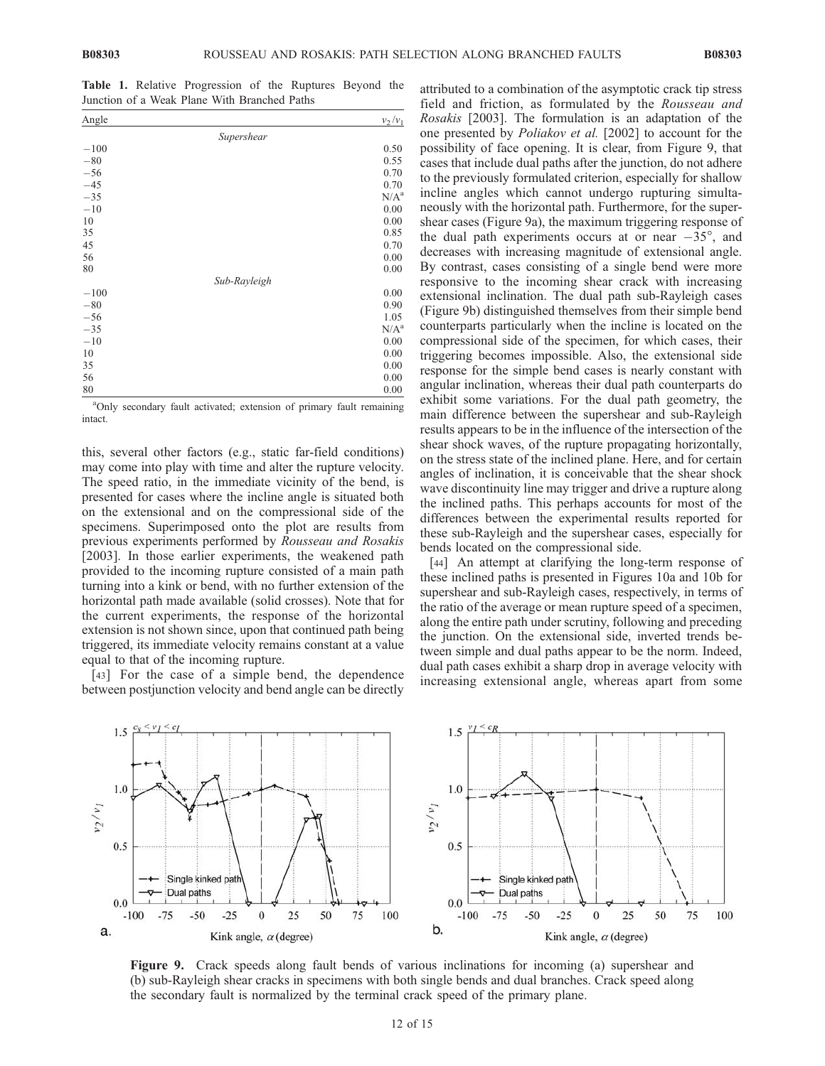**Table 1.** Relative Progression of the Ruptures Beyond the Junction of a Weak Plane With Branched Paths

| Angle | $v_2/v_1$ |
|---|---|
| *Supershear* | |
| −100 | 0.50 |
| −80 | 0.55 |
| −56 | 0.70 |
| −45 | 0.70 |
| −35 | N/A[a] |
| −10 | 0.00 |
| 10 | 0.00 |
| 35 | 0.85 |
| 45 | 0.70 |
| 56 | 0.00 |
| 80 | 0.00 |
| *Sub-Rayleigh* | |
| −100 | 0.00 |
| −80 | 0.90 |
| −56 | 1.05 |
| −35 | N/A[a] |
| −10 | 0.00 |
| 10 | 0.00 |
| 35 | 0.00 |
| 56 | 0.00 |
| 80 | 0.00 |

[a]Only secondary fault activated; extension of primary fault remaining intact.

this, several other factors (e.g., static far-field conditions) may come into play with time and alter the rupture velocity. The speed ratio, in the immediate vicinity of the bend, is presented for cases where the incline angle is situated both on the extensional and on the compressional side of the specimens. Superimposed onto the plot are results from previous experiments performed by *Rousseau and Rosakis* [2003]. In those earlier experiments, the weakened path provided to the incoming rupture consisted of a main path turning into a kink or bend, with no further extension of the horizontal path made available (solid crosses). Note that for the current experiments, the response of the horizontal extension is not shown since, upon that continued path being triggered, its immediate velocity remains constant at a value equal to that of the incoming rupture.

[43] For the case of a simple bend, the dependence between postjunction velocity and bend angle can be directly attributed to a combination of the asymptotic crack tip stress field and friction, as formulated by the *Rousseau and Rosakis* [2003]. The formulation is an adaptation of the one presented by *Poliakov et al.* [2002] to account for the possibility of face opening. It is clear, from Figure 9, that cases that include dual paths after the junction, do not adhere to the previously formulated criterion, especially for shallow incline angles which cannot undergo rupturing simultaneously with the horizontal path. Furthermore, for the supershear cases (Figure 9a), the maximum triggering response of the dual path experiments occurs at or near −35°, and decreases with increasing magnitude of extensional angle. By contrast, cases consisting of a single bend were more responsive to the incoming shear crack with increasing extensional inclination. The dual path sub-Rayleigh cases (Figure 9b) distinguished themselves from their simple bend counterparts particularly when the incline is located on the compressional side of the specimen, for which cases, their triggering becomes impossible. Also, the extensional side response for the simple bend cases is nearly constant with angular inclination, whereas their dual path counterparts do exhibit some variations. For the dual path geometry, the main difference between the supershear and sub-Rayleigh results appears to be in the influence of the intersection of the shear shock waves, of the rupture propagating horizontally, on the stress state of the inclined plane. Here, and for certain angles of inclination, it is conceivable that the shear shock wave discontinuity line may trigger and drive a rupture along the inclined paths. This perhaps accounts for most of the differences between the experimental results reported for these sub-Rayleigh and the supershear cases, especially for bends located on the compressional side.

[44] An attempt at clarifying the long-term response of these inclined paths is presented in Figures 10a and 10b for supershear and sub-Rayleigh cases, respectively, in terms of the ratio of the average or mean rupture speed of a specimen, along the entire path under scrutiny, following and preceding the junction. On the extensional side, inverted trends between simple and dual paths appear to be the norm. Indeed, dual path cases exhibit a sharp drop in average velocity with increasing extensional angle, whereas apart from some

**Figure 9.** Crack speeds along fault bends of various inclinations for incoming (a) supershear and (b) sub-Rayleigh shear cracks in specimens with both single bends and dual branches. Crack speed along the secondary fault is normalized by the terminal crack speed of the primary plane.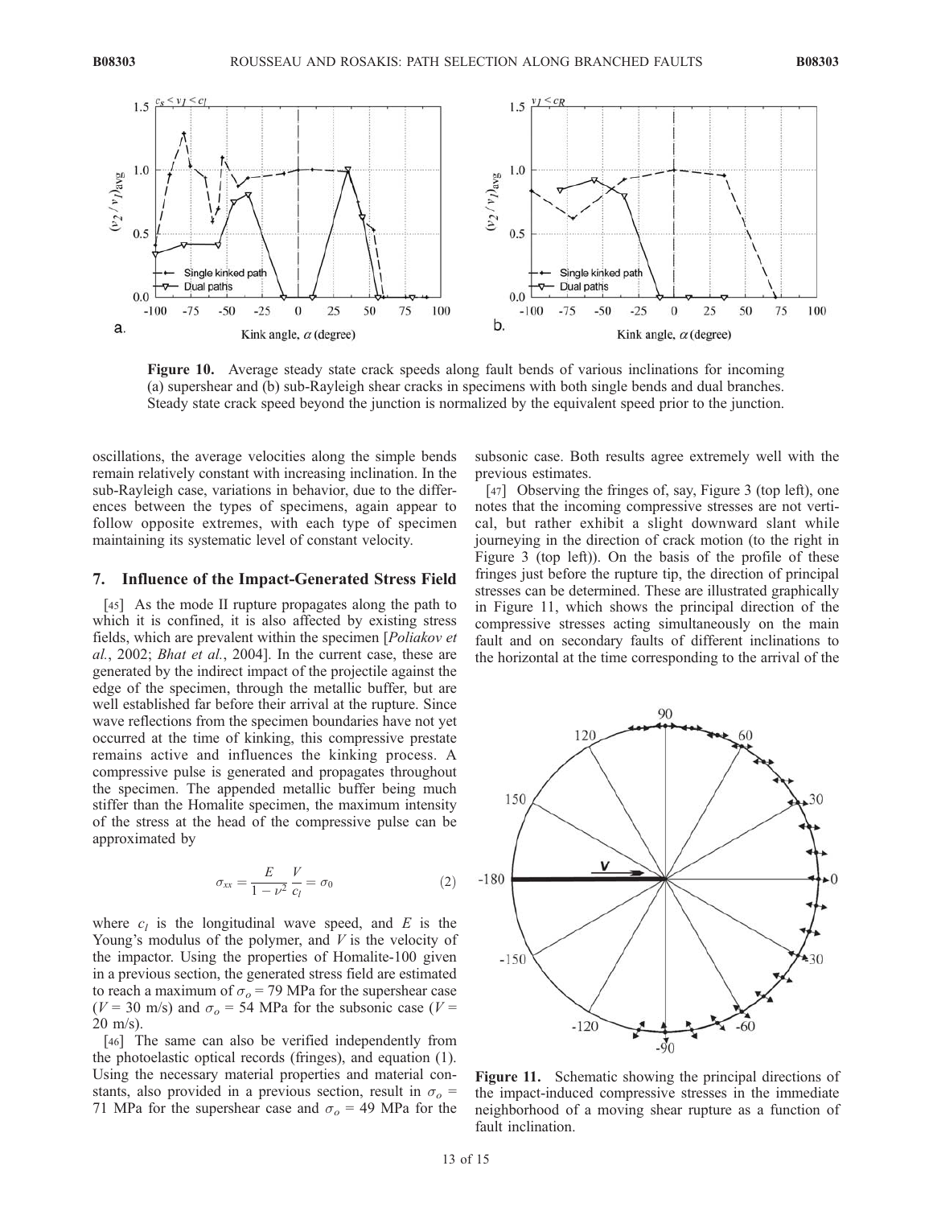Figure 10. Average steady state crack speeds along fault bends of various inclinations for incoming (a) supershear and (b) sub-Rayleigh shear cracks in specimens with both single bends and dual branches. Steady state crack speed beyond the junction is normalized by the equivalent speed prior to the junction.

oscillations, the average velocities along the simple bends remain relatively constant with increasing inclination. In the sub-Rayleigh case, variations in behavior, due to the differences between the types of specimens, again appear to follow opposite extremes, with each type of specimen maintaining its systematic level of constant velocity.

## 7. Influence of the Impact-Generated Stress Field

[45] As the mode II rupture propagates along the path to which it is confined, it is also affected by existing stress fields, which are prevalent within the specimen [*Poliakov et al.*, 2002; *Bhat et al.*, 2004]. In the current case, these are generated by the indirect impact of the projectile against the edge of the specimen, through the metallic buffer, but are well established far before their arrival at the rupture. Since wave reflections from the specimen boundaries have not yet occurred at the time of kinking, this compressive prestate remains active and influences the kinking process. A compressive pulse is generated and propagates throughout the specimen. The appended metallic buffer being much stiffer than the Homalite specimen, the maximum intensity of the stress at the head of the compressive pulse can be approximated by

$$\sigma_{xx} = \frac{E}{1-\nu^2}\frac{V}{c_l} = \sigma_0 \tag{2}$$

where $c_l$ is the longitudinal wave speed, and $E$ is the Young's modulus of the polymer, and $V$ is the velocity of the impactor. Using the properties of Homalite-100 given in a previous section, the generated stress field are estimated to reach a maximum of $\sigma_o = 79$ MPa for the supershear case ($V = 30$ m/s) and $\sigma_o = 54$ MPa for the subsonic case ($V = 20$ m/s).

[46] The same can also be verified independently from the photoelastic optical records (fringes), and equation (1). Using the necessary material properties and material constants, also provided in a previous section, result in $\sigma_o = 71$ MPa for the supershear case and $\sigma_o = 49$ MPa for the subsonic case. Both results agree extremely well with the previous estimates.

[47] Observing the fringes of, say, Figure 3 (top left), one notes that the incoming compressive stresses are not vertical, but rather exhibit a slight downward slant while journeying in the direction of crack motion (to the right in Figure 3 (top left)). On the basis of the profile of these fringes just before the rupture tip, the direction of principal stresses can be determined. These are illustrated graphically in Figure 11, which shows the principal direction of the compressive stresses acting simultaneously on the main fault and on secondary faults of different inclinations to the horizontal at the time corresponding to the arrival of the

Figure 11. Schematic showing the principal directions of the impact-induced compressive stresses in the immediate neighborhood of a moving shear rupture as a function of fault inclination.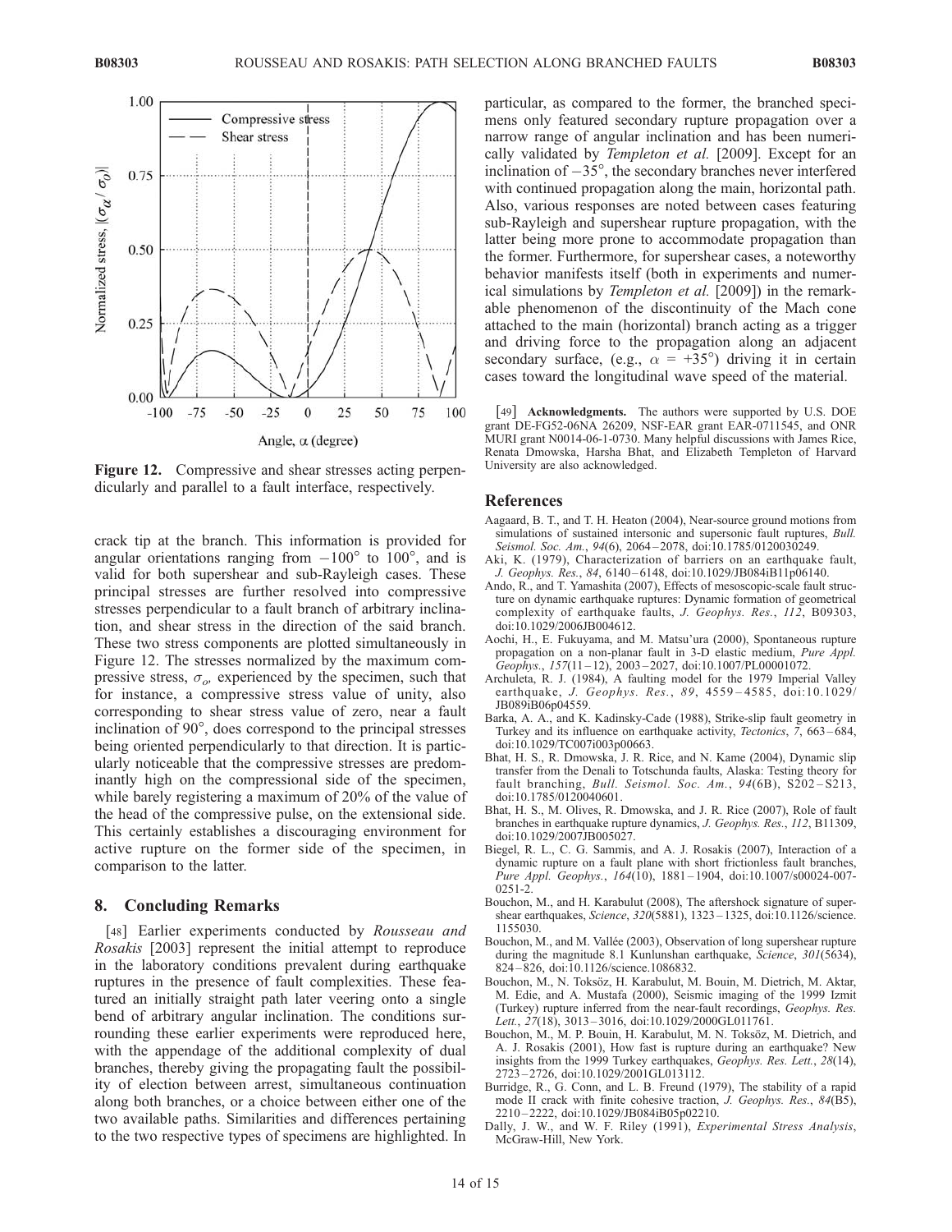Figure 12. Compressive and shear stresses acting perpendicularly and parallel to a fault interface, respectively.

crack tip at the branch. This information is provided for angular orientations ranging from $-100^\circ$ to $100^\circ$, and is valid for both supershear and sub-Rayleigh cases. These principal stresses are further resolved into compressive stresses perpendicular to a fault branch of arbitrary inclination, and shear stress in the direction of the said branch. These two stress components are plotted simultaneously in Figure 12. The stresses normalized by the maximum compressive stress, $\sigma_o$, experienced by the specimen, such that for instance, a compressive stress value of unity, also corresponding to shear stress value of zero, near a fault inclination of 90°, does correspond to the principal stresses being oriented perpendicularly to that direction. It is particularly noticeable that the compressive stresses are predominantly high on the compressional side of the specimen, while barely registering a maximum of 20% of the value of the head of the compressive pulse, on the extensional side. This certainly establishes a discouraging environment for active rupture on the former side of the specimen, in comparison to the latter.

## 8. Concluding Remarks

[48] Earlier experiments conducted by *Rousseau and Rosakis* [2003] represent the initial attempt to reproduce in the laboratory conditions prevalent during earthquake ruptures in the presence of fault complexities. These featured an initially straight path later veering onto a single bend of arbitrary angular inclination. The conditions surrounding these earlier experiments were reproduced here, with the appendage of the additional complexity of dual branches, thereby giving the propagating fault the possibility of election between arrest, simultaneous continuation along both branches, or a choice between either one of the two available paths. Similarities and differences pertaining to the two respective types of specimens are highlighted. In particular, as compared to the former, the branched specimens only featured secondary rupture propagation over a narrow range of angular inclination and has been numerically validated by *Templeton et al.* [2009]. Except for an inclination of $-35^\circ$, the secondary branches never interfered with continued propagation along the main, horizontal path. Also, various responses are noted between cases featuring sub-Rayleigh and supershear rupture propagation, with the latter being more prone to accommodate propagation than the former. Furthermore, for supershear cases, a noteworthy behavior manifests itself (both in experiments and numerical simulations by *Templeton et al.* [2009]) in the remarkable phenomenon of the discontinuity of the Mach cone attached to the main (horizontal) branch acting as a trigger and driving force to the propagation along an adjacent secondary surface, (e.g., $\alpha = +35^\circ$) driving it in certain cases toward the longitudinal wave speed of the material.

[49] **Acknowledgments.** The authors were supported by U.S. DOE grant DE-FG52-06NA 26209, NSF-EAR grant EAR-0711545, and ONR MURI grant N0014-06-1-0730. Many helpful discussions with James Rice, Renata Dmowska, Harsha Bhat, and Elizabeth Templeton of Harvard University are also acknowledged.

## References

Aagaard, B. T., and T. H. Heaton (2004), Near-source ground motions from simulations of sustained intersonic and supersonic fault ruptures, *Bull. Seismol. Soc. Am.*, *94*(6), 2064–2078, doi:10.1785/0120030249.

Aki, K. (1979), Characterization of barriers on an earthquake fault, *J. Geophys. Res.*, *84*, 6140–6148, doi:10.1029/JB084iB11p06140.

Ando, R., and T. Yamashita (2007), Effects of mesoscopic-scale fault structure on dynamic earthquake ruptures: Dynamic formation of geometrical complexity of earthquake faults, *J. Geophys. Res.*, *112*, B09303, doi:10.1029/2006JB004612.

Aochi, H., E. Fukuyama, and M. Matsu'ura (2000), Spontaneous rupture propagation on a non-planar fault in 3-D elastic medium, *Pure Appl. Geophys.*, *157*(11–12), 2003–2027, doi:10.1007/PL00001072.

Archuleta, R. J. (1984), A faulting model for the 1979 Imperial Valley earthquake, *J. Geophys. Res.*, *89*, 4559–4585, doi:10.1029/JB089iB06p04559.

Barka, A. A., and K. Kadinsky-Cade (1988), Strike-slip fault geometry in Turkey and its influence on earthquake activity, *Tectonics*, *7*, 663–684, doi:10.1029/TC007i003p00663.

Bhat, H. S., R. Dmowska, J. R. Rice, and N. Kame (2004), Dynamic slip transfer from the Denali to Totschunda faults, Alaska: Testing theory for fault branching, *Bull. Seismol. Soc. Am.*, *94*(6B), S202–S213, doi:10.1785/0120040601.

Bhat, H. S., M. Olives, R. Dmowska, and J. R. Rice (2007), Role of fault branches in earthquake rupture dynamics, *J. Geophys. Res.*, *112*, B11309, doi:10.1029/2007JB005027.

Biegel, R. L., C. G. Sammis, and A. J. Rosakis (2007), Interaction of a dynamic rupture on a fault plane with short frictionless fault branches, *Pure Appl. Geophys.*, *164*(10), 1881–1904, doi:10.1007/s00024-007-0251-2.

Bouchon, M., and H. Karabulut (2008), The aftershock signature of supershear earthquakes, *Science*, *320*(5881), 1323–1325, doi:10.1126/science.1155030.

Bouchon, M., and M. Vallée (2003), Observation of long supershear rupture during the magnitude 8.1 Kunlunshan earthquake, *Science*, *301*(5634), 824–826, doi:10.1126/science.1086832.

Bouchon, M., N. Toksöz, H. Karabulut, M. Bouin, M. Dietrich, M. Aktar, M. Edie, and A. Mustafa (2000), Seismic imaging of the 1999 Izmit (Turkey) rupture inferred from the near-fault recordings, *Geophys. Res. Lett.*, *27*(18), 3013–3016, doi:10.1029/2000GL011761.

Bouchon, M., M. P. Bouin, H. Karabulut, M. N. Toksöz, M. Dietrich, and A. J. Rosakis (2001), How fast is rupture during an earthquake? New insights from the 1999 Turkey earthquakes, *Geophys. Res. Lett.*, *28*(14), 2723–2726, doi:10.1029/2001GL013112.

Burridge, R., G. Conn, and L. B. Freund (1979), The stability of a rapid mode II crack with finite cohesive traction, *J. Geophys. Res.*, *84*(B5), 2210–2222, doi:10.1029/JB084iB05p02210.

Dally, J. W., and W. F. Riley (1991), *Experimental Stress Analysis*, McGraw-Hill, New York.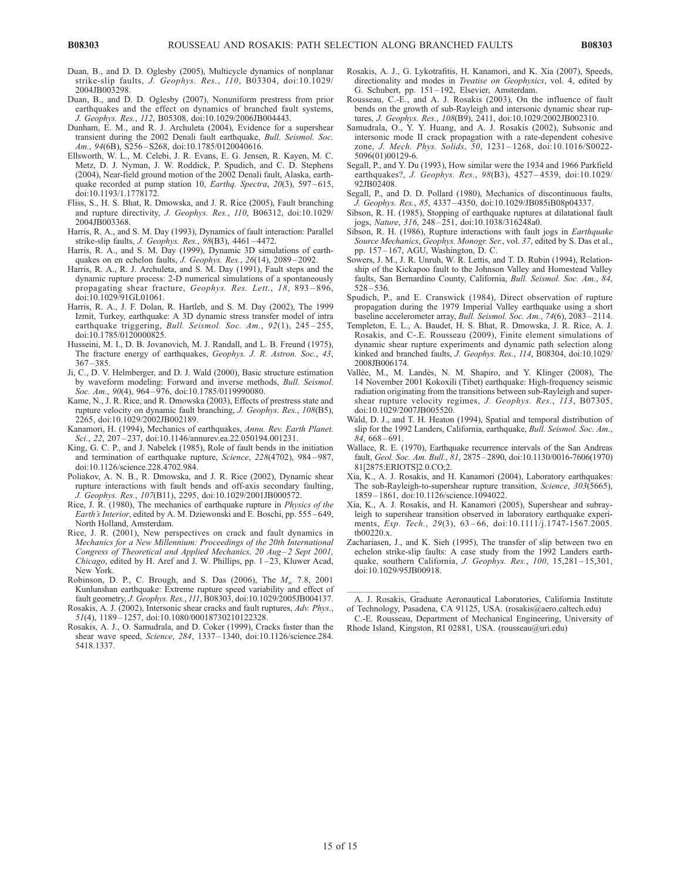Duan, B., and D. D. Oglesby (2005), Multicycle dynamics of nonplanar strike-slip faults, *J. Geophys. Res.*, *110*, B03304, doi:10.1029/2004JB003298.

Duan, B., and D. D. Oglesby (2007), Nonuniform prestress from prior earthquakes and the effect on dynamics of branched fault systems, *J. Geophys. Res.*, *112*, B05308, doi:10.1029/2006JB004443.

Dunham, E. M., and R. J. Archuleta (2004), Evidence for a supershear transient during the 2002 Denali fault earthquake, *Bull. Seismol. Soc. Am.*, *94*(6B), S256–S268, doi:10.1785/0120040616.

Ellsworth, W. L., M. Celebi, J. R. Evans, E. G. Jensen, R. Kayen, M. C. Metz, D. J. Nyman, J. W. Roddick, P. Spudich, and C. D. Stephens (2004), Near-field ground motion of the 2002 Denali fault, Alaska, earthquake recorded at pump station 10, *Earthq. Spectra*, *20*(3), 597–615, doi:10.1193/1.1778172.

Fliss, S., H. S. Bhat, R. Dmowska, and J. R. Rice (2005), Fault branching and rupture directivity, *J. Geophys. Res.*, *110*, B06312, doi:10.1029/2004JB003368.

Harris, R. A., and S. M. Day (1993), Dynamics of fault interaction: Parallel strike-slip faults, *J. Geophys. Res.*, *98*(B3), 4461–4472.

Harris, R. A., and S. M. Day (1999), Dynamic 3D simulations of earthquakes on en echelon faults, *J. Geophys. Res.*, *26*(14), 2089–2092.

Harris, R. A., R. J. Archuleta, and S. M. Day (1991), Fault steps and the dynamic rupture process: 2-D numerical simulations of a spontaneously propagating shear fracture, *Geophys. Res. Lett.*, *18*, 893–896, doi:10.1029/91GL01061.

Harris, R. A., J. F. Dolan, R. Hartleb, and S. M. Day (2002), The 1999 Izmit, Turkey, earthquake: A 3D dynamic stress transfer model of intra earthquake triggering, *Bull. Seismol. Soc. Am.*, *92*(1), 245–255, doi:10.1785/0120000825.

Husseini, M. I., D. B. Jovanovich, M. J. Randall, and L. B. Freund (1975), The fracture energy of earthquakes, *Geophys. J. R. Astron. Soc.*, *43*, 367–385.

Ji, C., D. V. Helmberger, and D. J. Wald (2000), Basic structure estimation by waveform modeling: Forward and inverse methods, *Bull. Seismol. Soc. Am.*, *90*(4), 964–976, doi:10.1785/0119990080.

Kame, N., J. R. Rice, and R. Dmowska (2003), Effects of prestress state and rupture velocity on dynamic fault branching, *J. Geophys. Res.*, *108*(B5), 2265, doi:10.1029/2002JB002189.

Kanamori, H. (1994), Mechanics of earthquakes, *Annu. Rev. Earth Planet. Sci.*, *22*, 207–237, doi:10.1146/annurev.ea.22.050194.001231.

King, G. C. P., and J. Nabelek (1985), Role of fault bends in the initiation and termination of earthquake rupture, *Science*, *228*(4702), 984–987, doi:10.1126/science.228.4702.984.

Poliakov, A. N. B., R. Dmowska, and J. R. Rice (2002), Dynamic shear rupture interactions with fault bends and off-axis secondary faulting, *J. Geophys. Res.*, *107*(B11), 2295, doi:10.1029/2001JB000572.

Rice, J. R. (1980), The mechanics of earthquake rupture in *Physics of the Earth's Interior*, edited by A. M. Dziewonski and E. Boschi, pp. 555–649, North Holland, Amsterdam.

Rice, J. R. (2001), New perspectives on crack and fault dynamics in *Mechanics for a New Millennium: Proceedings of the 20th International Congress of Theoretical and Applied Mechanics, 20 Aug–2 Sept 2001, Chicago*, edited by H. Aref and J. W. Phillips, pp. 1–23, Kluwer Acad, New York.

Robinson, D. P., C. Brough, and S. Das (2006), The $M_w$ 7.8, 2001 Kunlunshan earthquake: Extreme rupture speed variability and effect of fault geometry, *J. Geophys. Res.*, *111*, B08303, doi:10.1029/2005JB004137.

Rosakis, A. J. (2002), Intersonic shear cracks and fault ruptures, *Adv. Phys.*, *51*(4), 1189–1257, doi:10.1080/00018730210122328.

Rosakis, A. J., O. Samudrala, and D. Coker (1999), Cracks faster than the shear wave speed, *Science*, *284*, 1337–1340, doi:10.1126/science.284.5418.1337.

Rosakis, A. J., G. Lykotrafitis, H. Kanamori, and K. Xia (2007), Speeds, directionality and modes in *Treatise on Geophysics*, vol. 4, edited by G. Schubert, pp. 151–192, Elsevier, Amsterdam.

Rousseau, C.-E., and A. J. Rosakis (2003), On the influence of fault bends on the growth of sub-Rayleigh and intersonic dynamic shear ruptures, *J. Geophys. Res.*, *108*(B9), 2411, doi:10.1029/2002JB002310.

Samudrala, O., Y. Y. Huang, and A. J. Rosakis (2002), Subsonic and intersonic mode II crack propagation with a rate-dependent cohesive zone, *J. Mech. Phys. Solids*, *50*, 1231–1268, doi:10.1016/S0022-5096(01)00129-6.

Segall, P., and Y. Du (1993), How similar were the 1934 and 1966 Parkfield earthquakes?, *J. Geophys. Res.*, *98*(B3), 4527–4539, doi:10.1029/92JB02408.

Segall, P., and D. D. Pollard (1980), Mechanics of discontinuous faults, *J. Geophys. Res.*, *85*, 4337–4350, doi:10.1029/JB085iB08p04337.

Sibson, R. H. (1985), Stopping of earthquake ruptures at dilatational fault jogs, *Nature*, *316*, 248–251, doi:10.1038/316248a0.

Sibson, R. H. (1986), Rupture interactions with fault jogs in *Earthquake Source Mechanics*, *Geophys. Monogr. Ser.*, vol. *37*, edited by S. Das et al., pp. 157–167, AGU, Washington, D. C.

Sowers, J. M., J. R. Unruh, W. R. Lettis, and T. D. Rubin (1994), Relationship of the Kickapoo fault to the Johnson Valley and Homestead Valley faults, San Bernardino County, California, *Bull. Seismol. Soc. Am.*, *84*, 528–536.

Spudich, P., and E. Cranswick (1984), Direct observation of rupture propagation during the 1979 Imperial Valley earthquake using a short baseline accelerometer array, *Bull. Seismol. Soc. Am.*, *74*(6), 2083–2114.

Templeton, E. L., A. Baudet, H. S. Bhat, R. Dmowska, J. R. Rice, A. J. Rosakis, and C.-E. Rousseau (2009), Finite element simulations of dynamic shear rupture experiments and dynamic path selection along kinked and branched faults, *J. Geophys. Res.*, *114*, B08304, doi:10.1029/2008JB006174.

Vallée, M., M. Landès, N. M. Shapiro, and Y. Klinger (2008), The 14 November 2001 Kokoxili (Tibet) earthquake: High-frequency seismic radiation originating from the transitions between sub-Rayleigh and supershear rupture velocity regimes, *J. Geophys. Res.*, *113*, B07305, doi:10.1029/2007JB005520.

Wald, D. J., and T. H. Heaton (1994), Spatial and temporal distribution of slip for the 1992 Landers, California, earthquake, *Bull. Seismol. Soc. Am.*, *84*, 668–691.

Wallace, R. E. (1970), Earthquake recurrence intervals of the San Andreas fault, *Geol. Soc. Am. Bull.*, *81*, 2875–2890, doi:10.1130/0016-7606(1970)81[2875:ERIOTS]2.0.CO;2.

Xia, K., A. J. Rosakis, and H. Kanamori (2004), Laboratory earthquakes: The sub-Rayleigh-to-supershear rupture transition, *Science*, *303*(5665), 1859–1861, doi:10.1126/science.1094022.

Xia, K., A. J. Rosakis, and H. Kanamori (2005), Supershear and subrayleigh to supershear transition observed in laboratory earthquake experiments, *Exp. Tech.*, *29*(3), 63–66, doi:10.1111/j.1747-1567.2005.tb00220.x.

Zachariasen, J., and K. Sieh (1995), The transfer of slip between two en echelon strike-slip faults: A case study from the 1992 Landers earthquake, southern California, *J. Geophys. Res.*, *100*, 15,281–15,301, doi:10.1029/95JB00918.

---

A. J. Rosakis, Graduate Aeronautical Laboratories, California Institute of Technology, Pasadena, CA 91125, USA. (rosakis@aero.caltech.edu)

C.-E. Rousseau, Department of Mechanical Engineering, University of Rhode Island, Kingston, RI 02881, USA. (rousseau@uri.edu)